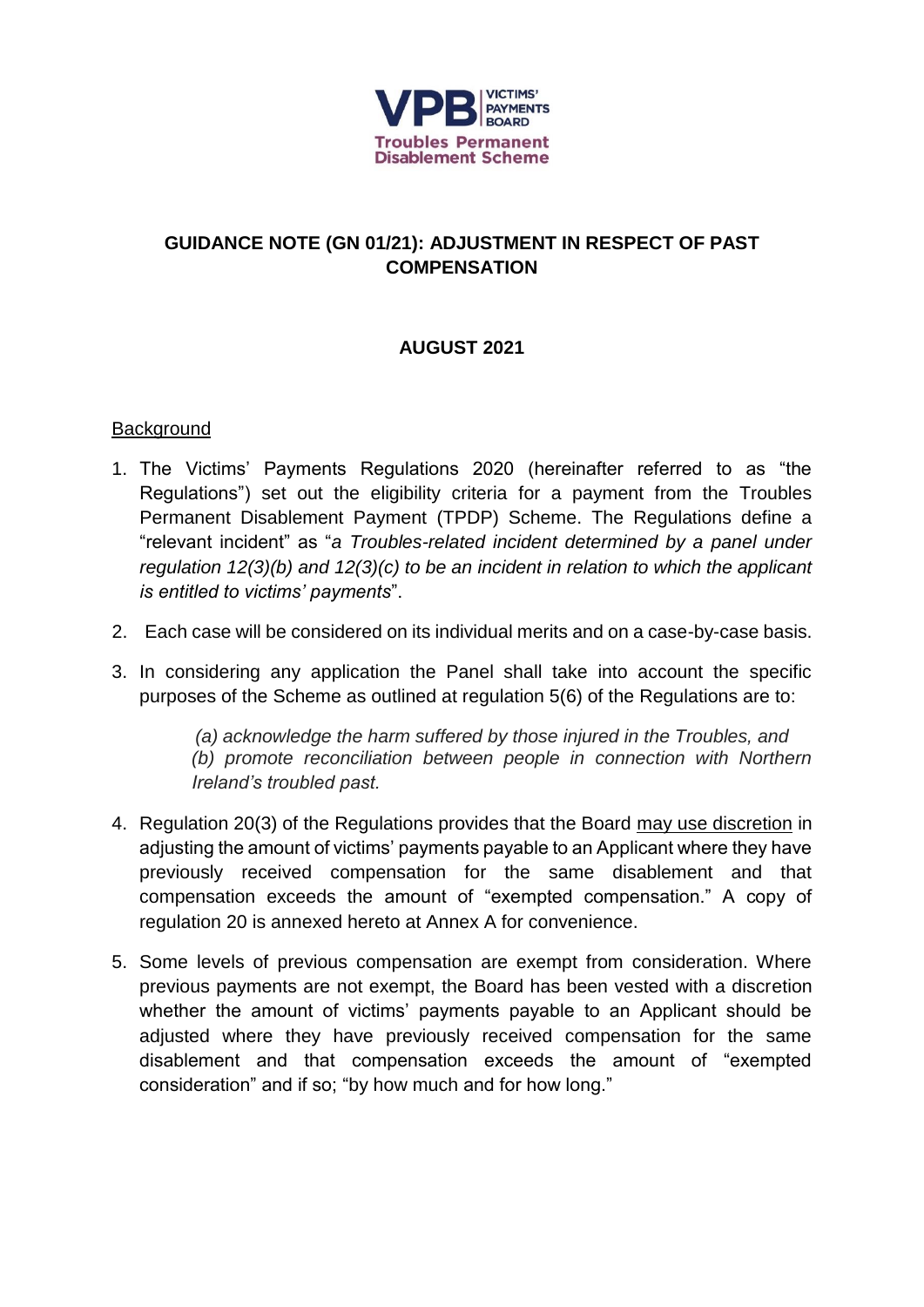VPB | VICTIMS' PAYMENTS BOARD

Troubles Permanent Disablement Scheme

# GUIDANCE NOTE (GN 01/21): ADJUSTMENT IN RESPECT OF PAST COMPENSATION

## AUGUST 2021

### Background

1. The Victims' Payments Regulations 2020 (hereinafter referred to as "the Regulations") set out the eligibility criteria for a payment from the Troubles Permanent Disablement Payment (TPDP) Scheme. The Regulations define a "relevant incident" as "*a Troubles-related incident determined by a panel under regulation 12(3)(b) and 12(3)(c) to be an incident in relation to which the applicant is entitled to victims' payments*".

2. Each case will be considered on its individual merits and on a case-by-case basis.

3. In considering any application the Panel shall take into account the specific purposes of the Scheme as outlined at regulation 5(6) of the Regulations are to:

   *(a) acknowledge the harm suffered by those injured in the Troubles, and*
   *(b) promote reconciliation between people in connection with Northern Ireland's troubled past.*

4. Regulation 20(3) of the Regulations provides that the Board may use discretion in adjusting the amount of victims' payments payable to an Applicant where they have previously received compensation for the same disablement and that compensation exceeds the amount of "exempted compensation." A copy of regulation 20 is annexed hereto at Annex A for convenience.

5. Some levels of previous compensation are exempt from consideration. Where previous payments are not exempt, the Board has been vested with a discretion whether the amount of victims' payments payable to an Applicant should be adjusted where they have previously received compensation for the same disablement and that compensation exceeds the amount of "exempted consideration" and if so; "by how much and for how long."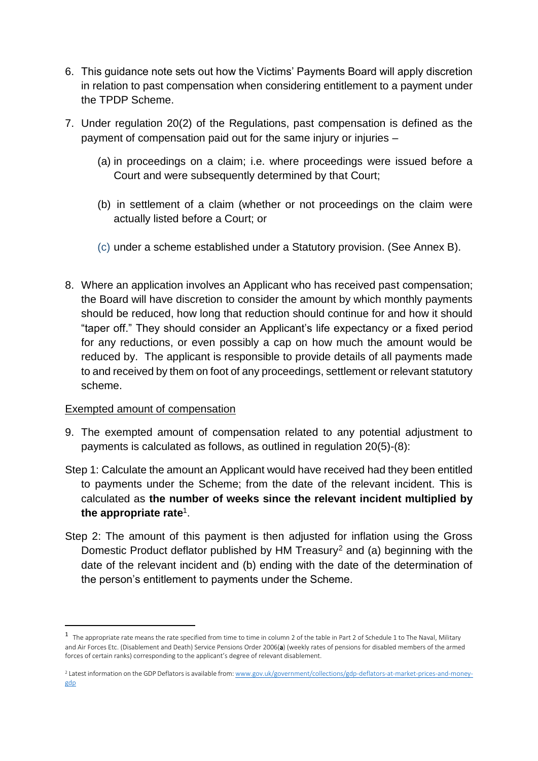6. This guidance note sets out how the Victims' Payments Board will apply discretion in relation to past compensation when considering entitlement to a payment under the TPDP Scheme.

7. Under regulation 20(2) of the Regulations, past compensation is defined as the payment of compensation paid out for the same injury or injuries –

   (a) in proceedings on a claim; i.e. where proceedings were issued before a Court and were subsequently determined by that Court;

   (b) in settlement of a claim (whether or not proceedings on the claim were actually listed before a Court; or

   (c) under a scheme established under a Statutory provision. (See Annex B).

8. Where an application involves an Applicant who has received past compensation; the Board will have discretion to consider the amount by which monthly payments should be reduced, how long that reduction should continue for and how it should "taper off." They should consider an Applicant's life expectancy or a fixed period for any reductions, or even possibly a cap on how much the amount would be reduced by. The applicant is responsible to provide details of all payments made to and received by them on foot of any proceedings, settlement or relevant statutory scheme.

<u>Exempted amount of compensation</u>

9. The exempted amount of compensation related to any potential adjustment to payments is calculated as follows, as outlined in regulation 20(5)-(8):

Step 1: Calculate the amount an Applicant would have received had they been entitled to payments under the Scheme; from the date of the relevant incident. This is calculated as **the number of weeks since the relevant incident multiplied by the appropriate rate**[1].

Step 2: The amount of this payment is then adjusted for inflation using the Gross Domestic Product deflator published by HM Treasury[2] and (a) beginning with the date of the relevant incident and (b) ending with the date of the determination of the person's entitlement to payments under the Scheme.

---

[1] The appropriate rate means the rate specified from time to time in column 2 of the table in Part 2 of Schedule 1 to The Naval, Military and Air Forces Etc. (Disablement and Death) Service Pensions Order 2006(**a**) (weekly rates of pensions for disabled members of the armed forces of certain ranks) corresponding to the applicant's degree of relevant disablement.

[2] Latest information on the GDP Deflators is available from: www.gov.uk/government/collections/gdp-deflators-at-market-prices-and-money-gdp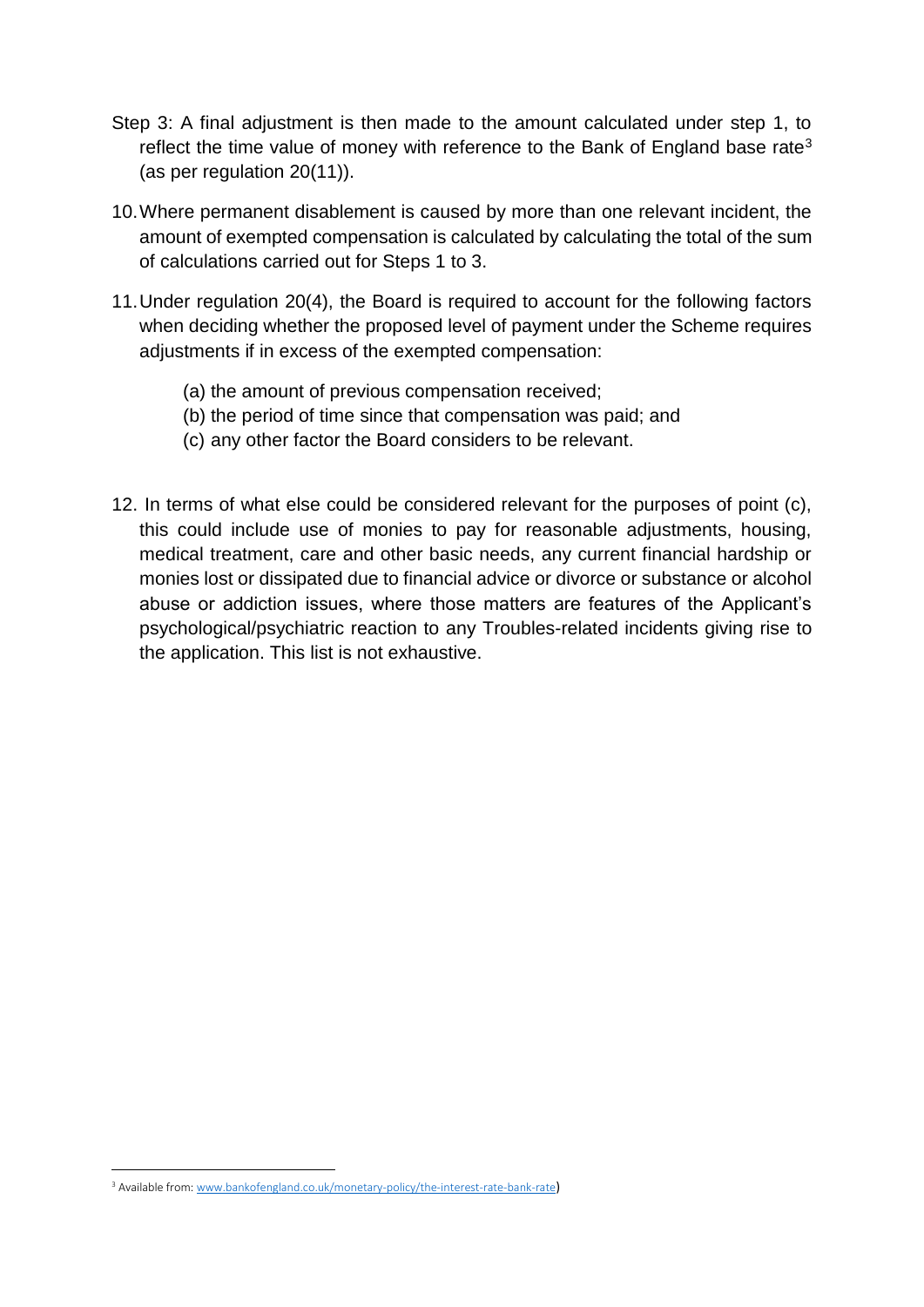Step 3: A final adjustment is then made to the amount calculated under step 1, to reflect the time value of money with reference to the Bank of England base rate[3] (as per regulation 20(11)).

10. Where permanent disablement is caused by more than one relevant incident, the amount of exempted compensation is calculated by calculating the total of the sum of calculations carried out for Steps 1 to 3.

11. Under regulation 20(4), the Board is required to account for the following factors when deciding whether the proposed level of payment under the Scheme requires adjustments if in excess of the exempted compensation:

    (a) the amount of previous compensation received;
    (b) the period of time since that compensation was paid; and
    (c) any other factor the Board considers to be relevant.

12. In terms of what else could be considered relevant for the purposes of point (c), this could include use of monies to pay for reasonable adjustments, housing, medical treatment, care and other basic needs, any current financial hardship or monies lost or dissipated due to financial advice or divorce or substance or alcohol abuse or addiction issues, where those matters are features of the Applicant's psychological/psychiatric reaction to any Troubles-related incidents giving rise to the application. This list is not exhaustive.

[3] Available from: www.bankofengland.co.uk/monetary-policy/the-interest-rate-bank-rate)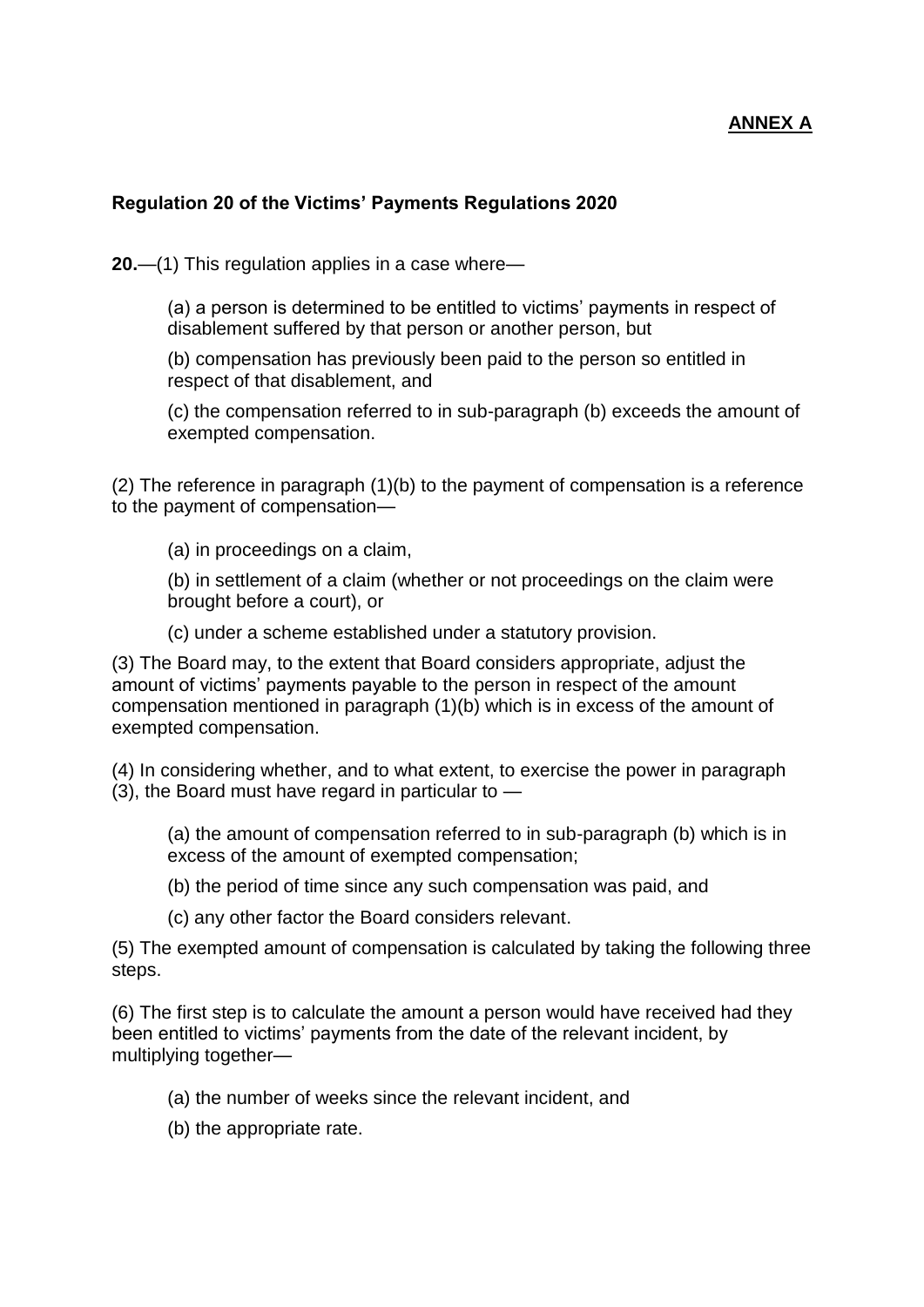**ANNEX A**

**Regulation 20 of the Victims' Payments Regulations 2020**

**20.**—(1) This regulation applies in a case where—

(a) a person is determined to be entitled to victims' payments in respect of disablement suffered by that person or another person, but

(b) compensation has previously been paid to the person so entitled in respect of that disablement, and

(c) the compensation referred to in sub-paragraph (b) exceeds the amount of exempted compensation.

(2) The reference in paragraph (1)(b) to the payment of compensation is a reference to the payment of compensation—

(a) in proceedings on a claim,

(b) in settlement of a claim (whether or not proceedings on the claim were brought before a court), or

(c) under a scheme established under a statutory provision.

(3) The Board may, to the extent that Board considers appropriate, adjust the amount of victims' payments payable to the person in respect of the amount compensation mentioned in paragraph (1)(b) which is in excess of the amount of exempted compensation.

(4) In considering whether, and to what extent, to exercise the power in paragraph (3), the Board must have regard in particular to —

(a) the amount of compensation referred to in sub-paragraph (b) which is in excess of the amount of exempted compensation;

(b) the period of time since any such compensation was paid, and

(c) any other factor the Board considers relevant.

(5) The exempted amount of compensation is calculated by taking the following three steps.

(6) The first step is to calculate the amount a person would have received had they been entitled to victims' payments from the date of the relevant incident, by multiplying together—

(a) the number of weeks since the relevant incident, and

(b) the appropriate rate.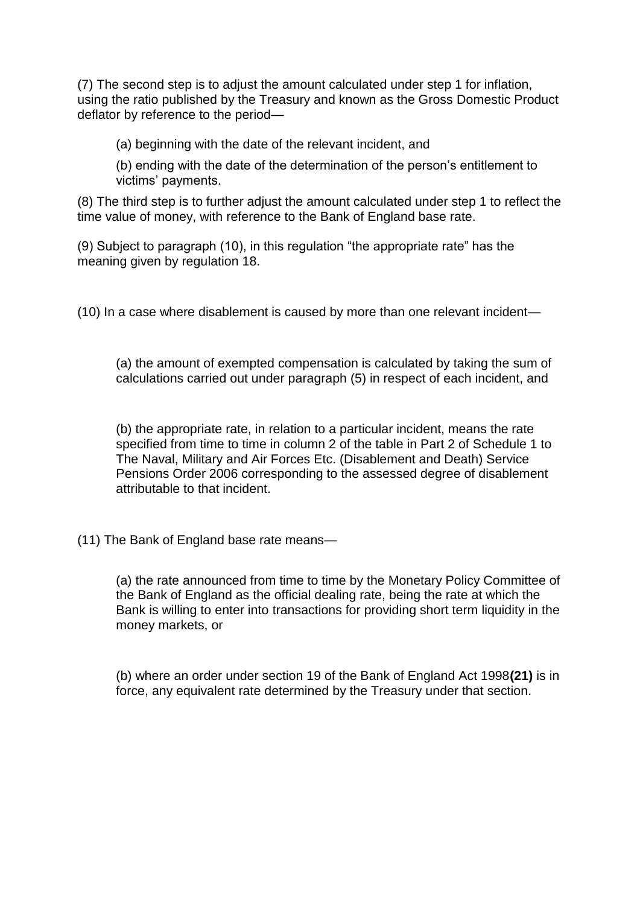(7) The second step is to adjust the amount calculated under step 1 for inflation, using the ratio published by the Treasury and known as the Gross Domestic Product deflator by reference to the period—

(a) beginning with the date of the relevant incident, and

(b) ending with the date of the determination of the person's entitlement to victims' payments.

(8) The third step is to further adjust the amount calculated under step 1 to reflect the time value of money, with reference to the Bank of England base rate.

(9) Subject to paragraph (10), in this regulation "the appropriate rate" has the meaning given by regulation 18.

(10) In a case where disablement is caused by more than one relevant incident—

(a) the amount of exempted compensation is calculated by taking the sum of calculations carried out under paragraph (5) in respect of each incident, and

(b) the appropriate rate, in relation to a particular incident, means the rate specified from time to time in column 2 of the table in Part 2 of Schedule 1 to The Naval, Military and Air Forces Etc. (Disablement and Death) Service Pensions Order 2006 corresponding to the assessed degree of disablement attributable to that incident.

(11) The Bank of England base rate means—

(a) the rate announced from time to time by the Monetary Policy Committee of the Bank of England as the official dealing rate, being the rate at which the Bank is willing to enter into transactions for providing short term liquidity in the money markets, or

(b) where an order under section 19 of the Bank of England Act 1998**(21)** is in force, any equivalent rate determined by the Treasury under that section.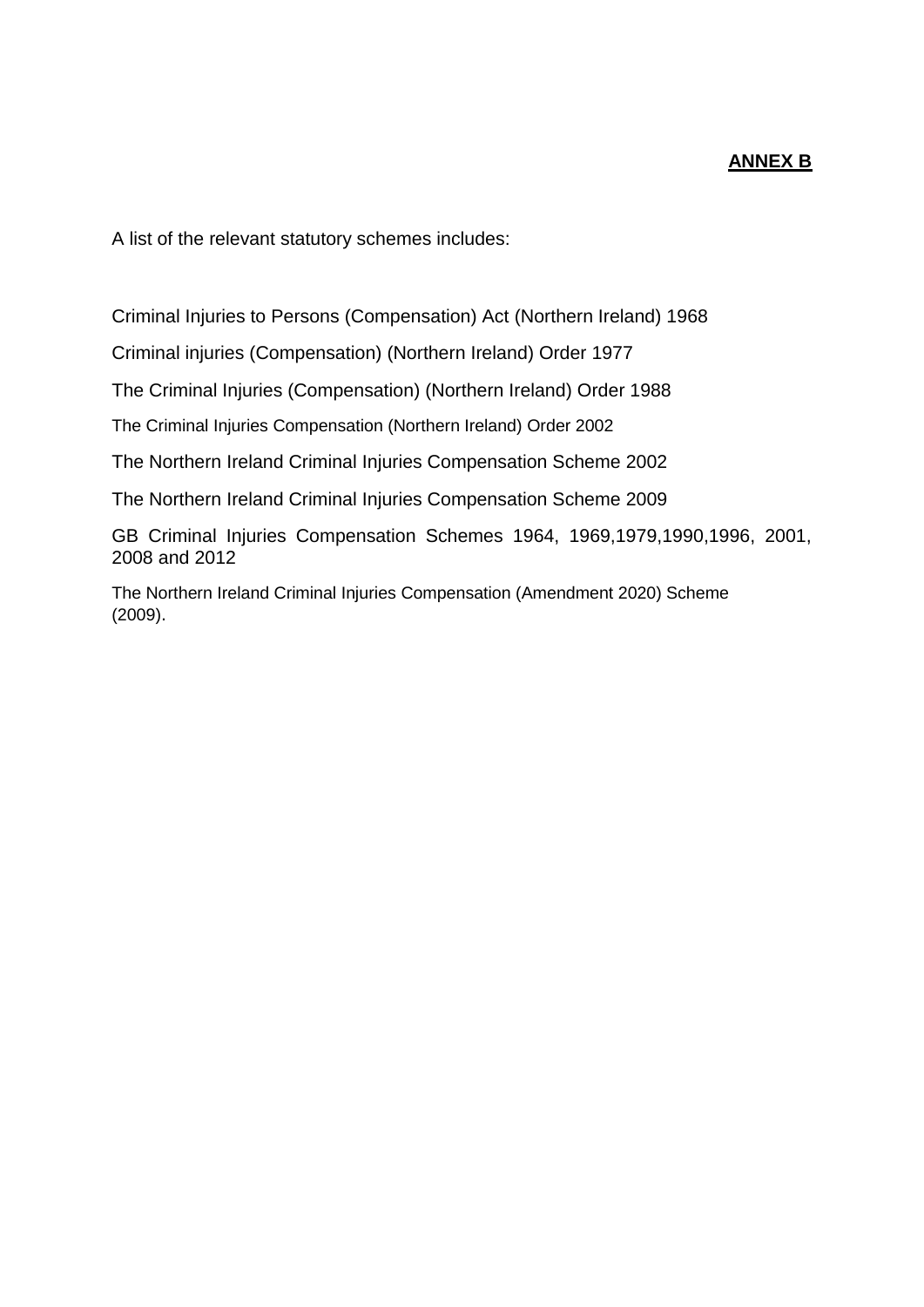**ANNEX B**

A list of the relevant statutory schemes includes:

Criminal Injuries to Persons (Compensation) Act (Northern Ireland) 1968

Criminal injuries (Compensation) (Northern Ireland) Order 1977

The Criminal Injuries (Compensation) (Northern Ireland) Order 1988

The Criminal Injuries Compensation (Northern Ireland) Order 2002

The Northern Ireland Criminal Injuries Compensation Scheme 2002

The Northern Ireland Criminal Injuries Compensation Scheme 2009

GB Criminal Injuries Compensation Schemes 1964, 1969,1979,1990,1996, 2001, 2008 and 2012

The Northern Ireland Criminal Injuries Compensation (Amendment 2020) Scheme (2009).